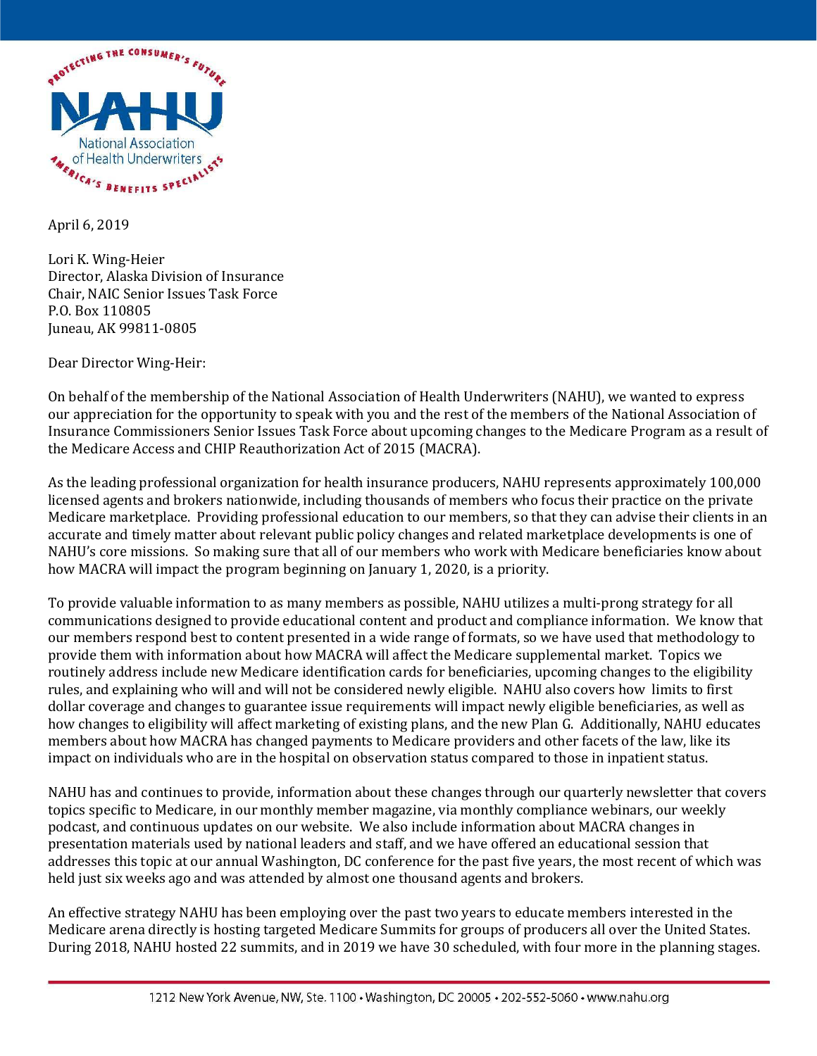April 6, 2019

Lori K. Wing-Heier
Director, Alaska Division of Insurance
Chair, NAIC Senior Issues Task Force
P.O. Box 110805
Juneau, AK 99811-0805

Dear Director Wing-Heir:

On behalf of the membership of the National Association of Health Underwriters (NAHU), we wanted to express our appreciation for the opportunity to speak with you and the rest of the members of the National Association of Insurance Commissioners Senior Issues Task Force about upcoming changes to the Medicare Program as a result of the Medicare Access and CHIP Reauthorization Act of 2015 (MACRA).

As the leading professional organization for health insurance producers, NAHU represents approximately 100,000 licensed agents and brokers nationwide, including thousands of members who focus their practice on the private Medicare marketplace. Providing professional education to our members, so that they can advise their clients in an accurate and timely matter about relevant public policy changes and related marketplace developments is one of NAHU's core missions. So making sure that all of our members who work with Medicare beneficiaries know about how MACRA will impact the program beginning on January 1, 2020, is a priority.

To provide valuable information to as many members as possible, NAHU utilizes a multi-prong strategy for all communications designed to provide educational content and product and compliance information. We know that our members respond best to content presented in a wide range of formats, so we have used that methodology to provide them with information about how MACRA will affect the Medicare supplemental market. Topics we routinely address include new Medicare identification cards for beneficiaries, upcoming changes to the eligibility rules, and explaining who will and will not be considered newly eligible. NAHU also covers how limits to first dollar coverage and changes to guarantee issue requirements will impact newly eligible beneficiaries, as well as how changes to eligibility will affect marketing of existing plans, and the new Plan G. Additionally, NAHU educates members about how MACRA has changed payments to Medicare providers and other facets of the law, like its impact on individuals who are in the hospital on observation status compared to those in inpatient status.

NAHU has and continues to provide, information about these changes through our quarterly newsletter that covers topics specific to Medicare, in our monthly member magazine, via monthly compliance webinars, our weekly podcast, and continuous updates on our website. We also include information about MACRA changes in presentation materials used by national leaders and staff, and we have offered an educational session that addresses this topic at our annual Washington, DC conference for the past five years, the most recent of which was held just six weeks ago and was attended by almost one thousand agents and brokers.

An effective strategy NAHU has been employing over the past two years to educate members interested in the Medicare arena directly is hosting targeted Medicare Summits for groups of producers all over the United States. During 2018, NAHU hosted 22 summits, and in 2019 we have 30 scheduled, with four more in the planning stages.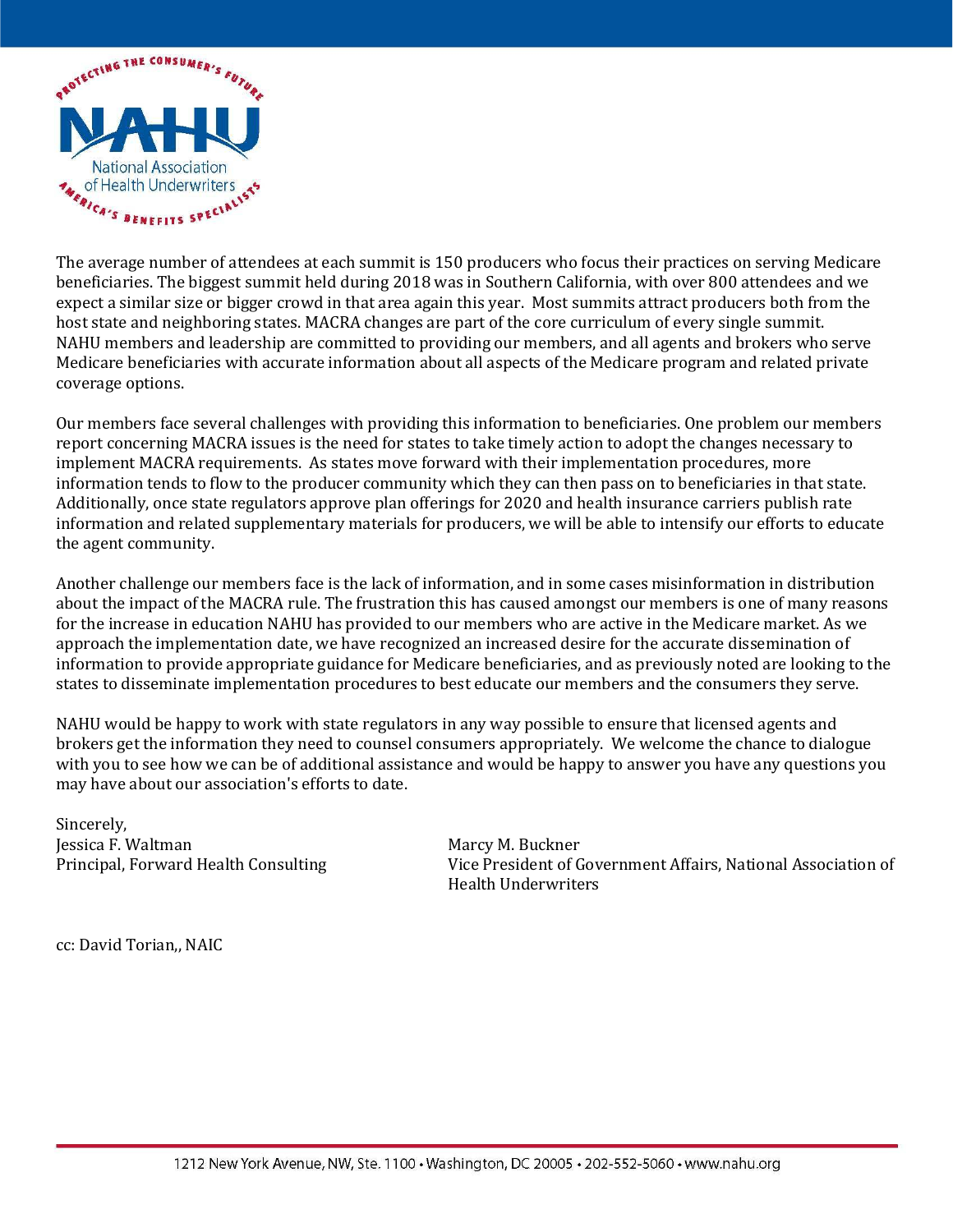The average number of attendees at each summit is 150 producers who focus their practices on serving Medicare beneficiaries. The biggest summit held during 2018 was in Southern California, with over 800 attendees and we expect a similar size or bigger crowd in that area again this year. Most summits attract producers both from the host state and neighboring states. MACRA changes are part of the core curriculum of every single summit. NAHU members and leadership are committed to providing our members, and all agents and brokers who serve Medicare beneficiaries with accurate information about all aspects of the Medicare program and related private coverage options.

Our members face several challenges with providing this information to beneficiaries. One problem our members report concerning MACRA issues is the need for states to take timely action to adopt the changes necessary to implement MACRA requirements. As states move forward with their implementation procedures, more information tends to flow to the producer community which they can then pass on to beneficiaries in that state. Additionally, once state regulators approve plan offerings for 2020 and health insurance carriers publish rate information and related supplementary materials for producers, we will be able to intensify our efforts to educate the agent community.

Another challenge our members face is the lack of information, and in some cases misinformation in distribution about the impact of the MACRA rule. The frustration this has caused amongst our members is one of many reasons for the increase in education NAHU has provided to our members who are active in the Medicare market. As we approach the implementation date, we have recognized an increased desire for the accurate dissemination of information to provide appropriate guidance for Medicare beneficiaries, and as previously noted are looking to the states to disseminate implementation procedures to best educate our members and the consumers they serve.

NAHU would be happy to work with state regulators in any way possible to ensure that licensed agents and brokers get the information they need to counsel consumers appropriately. We welcome the chance to dialogue with you to see how we can be of additional assistance and would be happy to answer you have any questions you may have about our association's efforts to date.

Sincerely,

Jessica F. Waltman
Principal, Forward Health Consulting

Marcy M. Buckner
Vice President of Government Affairs, National Association of Health Underwriters

cc: David Torian,, NAIC